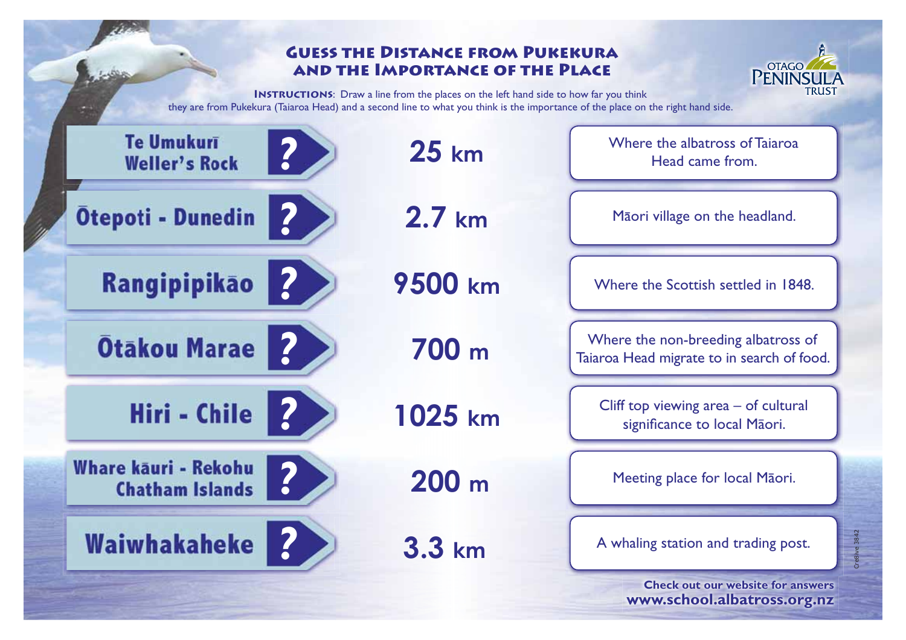# Guess the Distance from Pukekura and the Importance of the Place

OTAGO PENINSULA TRUST

**Instructions**: Draw a line from the places on the left hand side to how far you think they are from Pukekura (Taiaroa Head) and a second line to what you think is the importance of the place on the right hand side.

| Place | Distance | Importance |
|---|---|---|
| Te Umukurī Weller's Rock | 25 km | Where the albatross of Taiaroa Head came from. |
| Ōtepoti - Dunedin | 2.7 km | Māori village on the headland. |
| Rangipipikāo | 9500 km | Where the Scottish settled in 1848. |
| Ōtākou Marae | 700 m | Where the non-breeding albatross of Taiaroa Head migrate to in search of food. |
| Hiri - Chile | 1025 km | Cliff top viewing area – of cultural significance to local Māori. |
| Whare kāuri - Rekohu Chatham Islands | 200 m | Meeting place for local Māori. |
| Waiwhakaheke | 3.3 km | A whaling station and trading post. |

**Check out our website for answers**
**www.school.albatross.org.nz**

Cre8ive 3842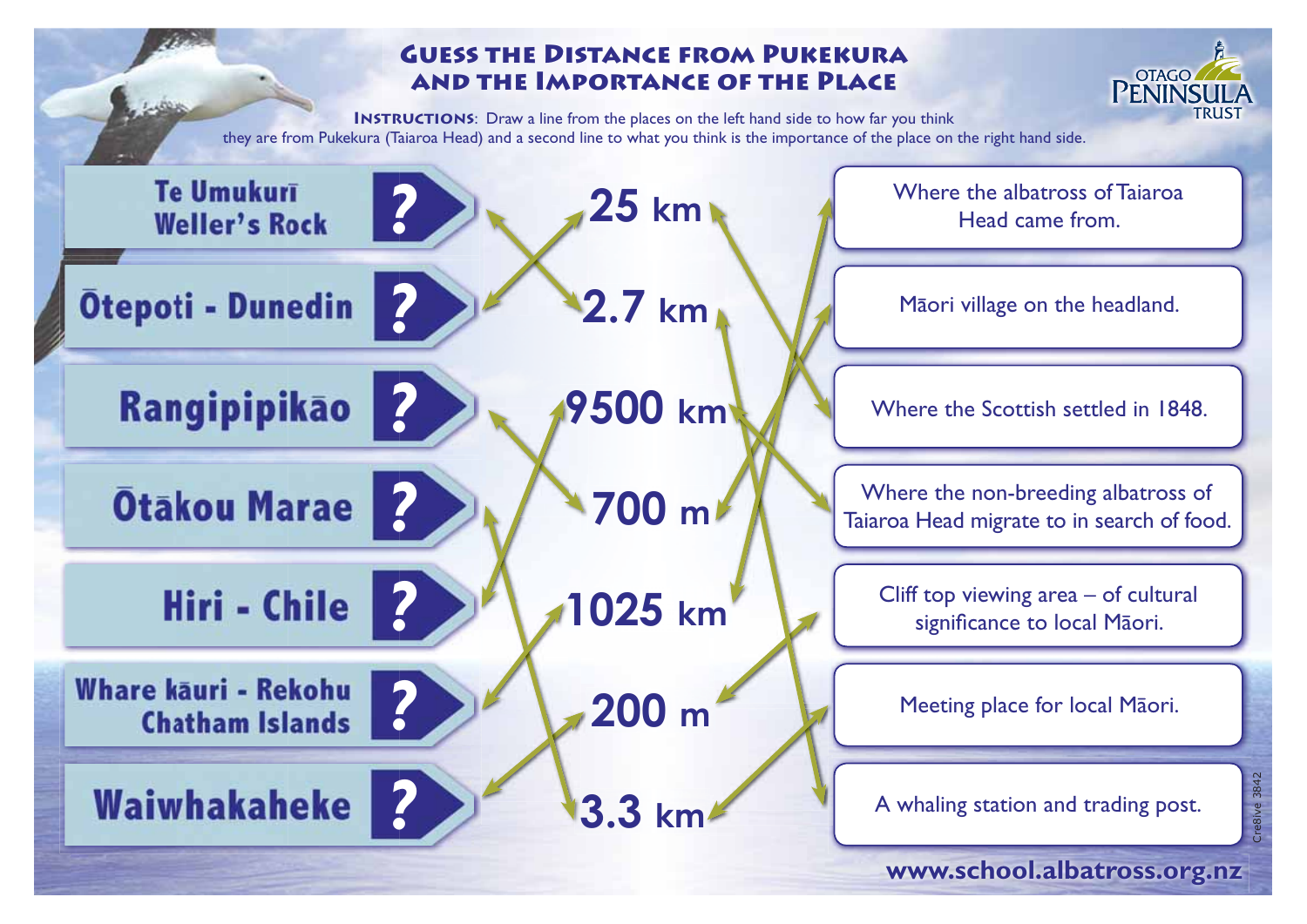# Guess the Distance from Pukekura and the Importance of the Place

**Instructions**: Draw a line from the places on the left hand side to how far you think they are from Pukekura (Taiaroa Head) and a second line to what you think is the importance of the place on the right hand side.

Te Umukurī Weller's Rock ?

Ōtepoti - Dunedin ?

Rangipipikāo ?

Ōtākou Marae ?

Hiri - Chile ?

Whare kāuri - Rekohu Chatham Islands ?

Waiwhakaheke ?

25 km

2.7 km

9500 km

700 m

1025 km

200 m

3.3 km

Where the albatross of Taiaroa Head came from.

Māori village on the headland.

Where the Scottish settled in 1848.

Where the non-breeding albatross of Taiaroa Head migrate to in search of food.

Cliff top viewing area – of cultural significance to local Māori.

Meeting place for local Māori.

A whaling station and trading post.

www.school.albatross.org.nz